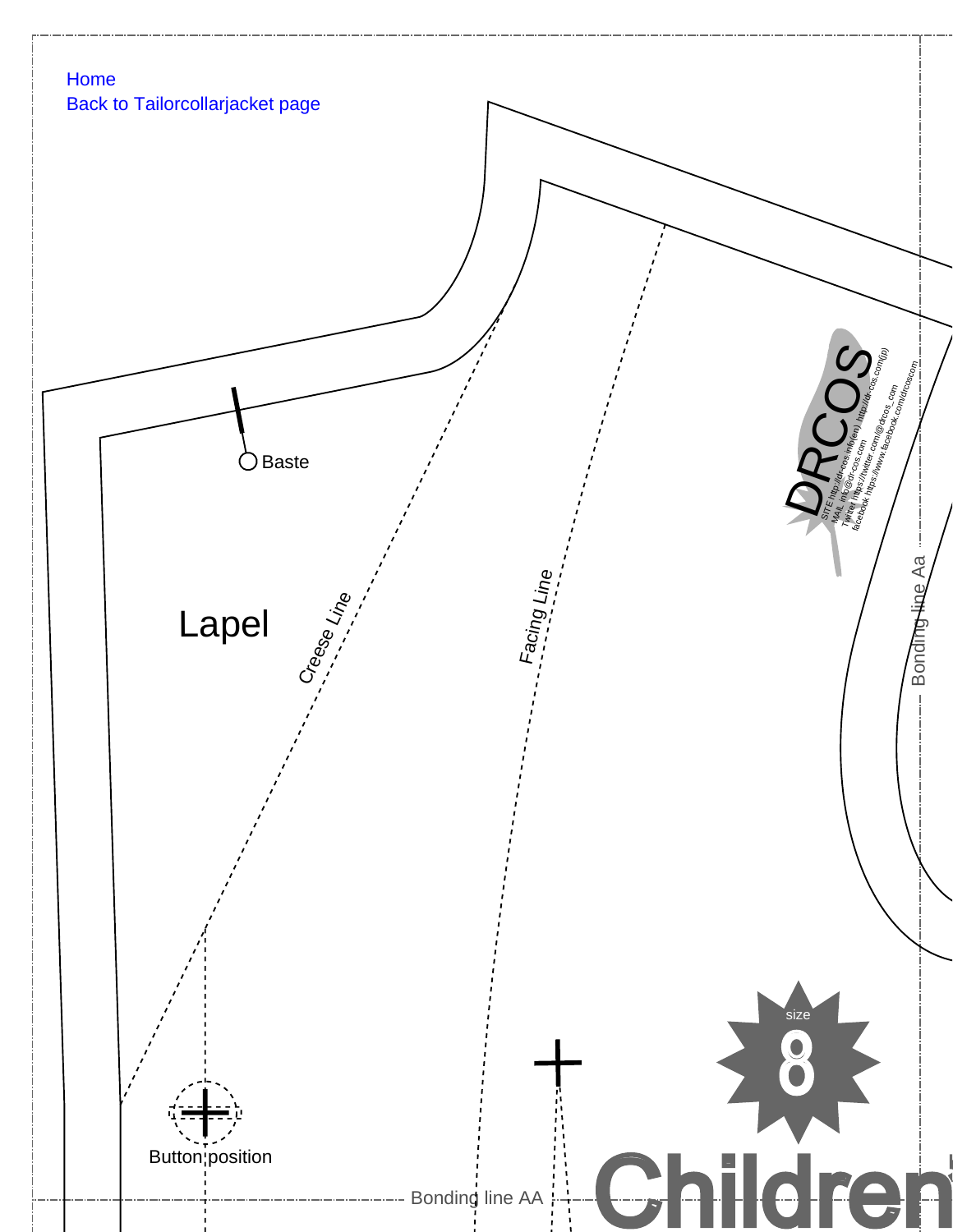Home

Back to Tailorcollarjacket page

Baste

Lapel

Creese Line

Facing Line

DRCOS

SITE http://dr-cos.info(en) http://dr-cos.com(jp)
MAIL info@dr-cos.com
Twitter https://twitter.com/@drcos_com
facebook https://www.facebook.com/drcoscom

Bonding line Aa

size 8

Button position

Bonding line AA

Children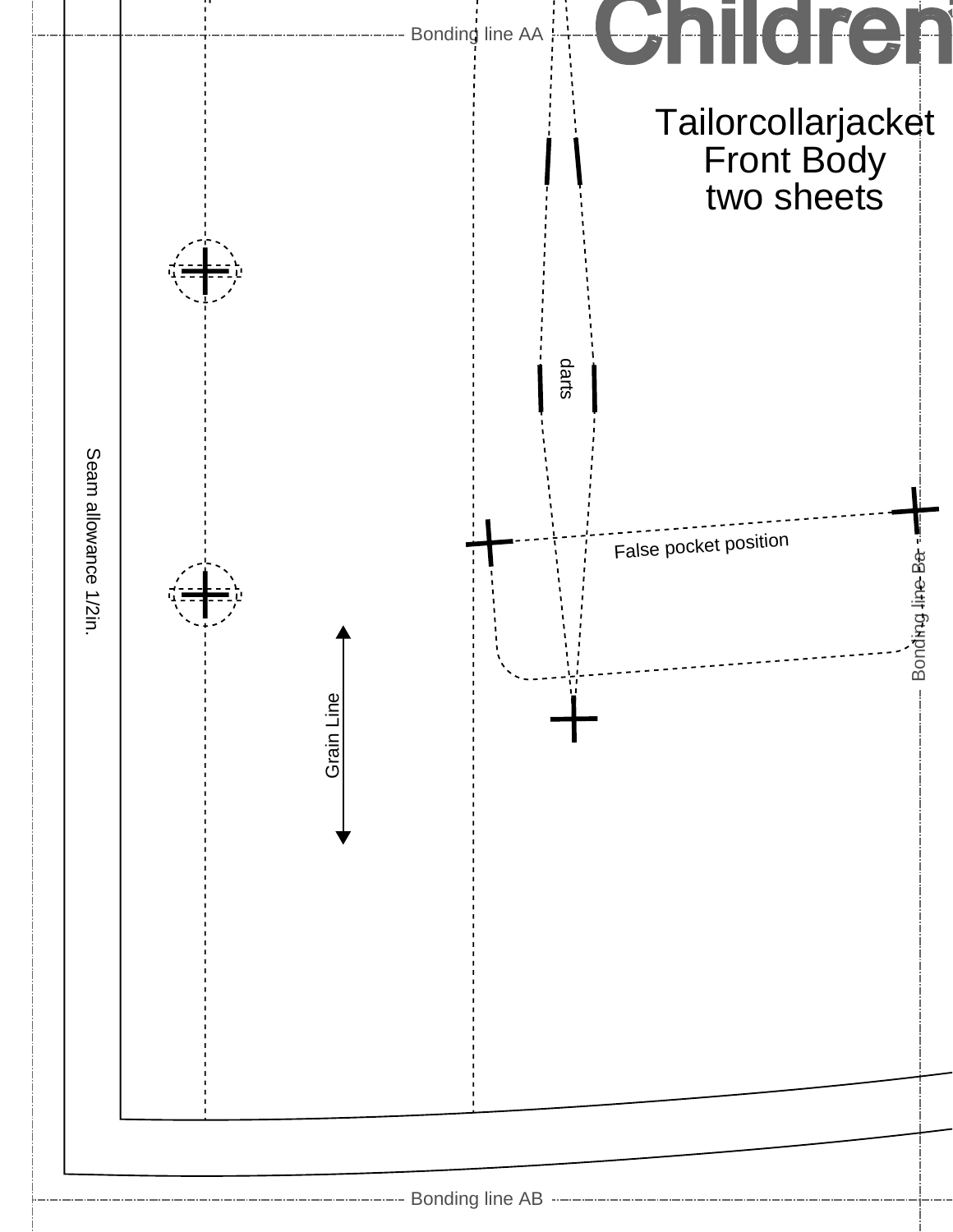Bonding line AA

Children

Tailorcollarjacket
Front Body
two sheets

darts

False pocket position

Bonding line Ba

Seam allowance 1/2in.

Grain Line

Bonding line AB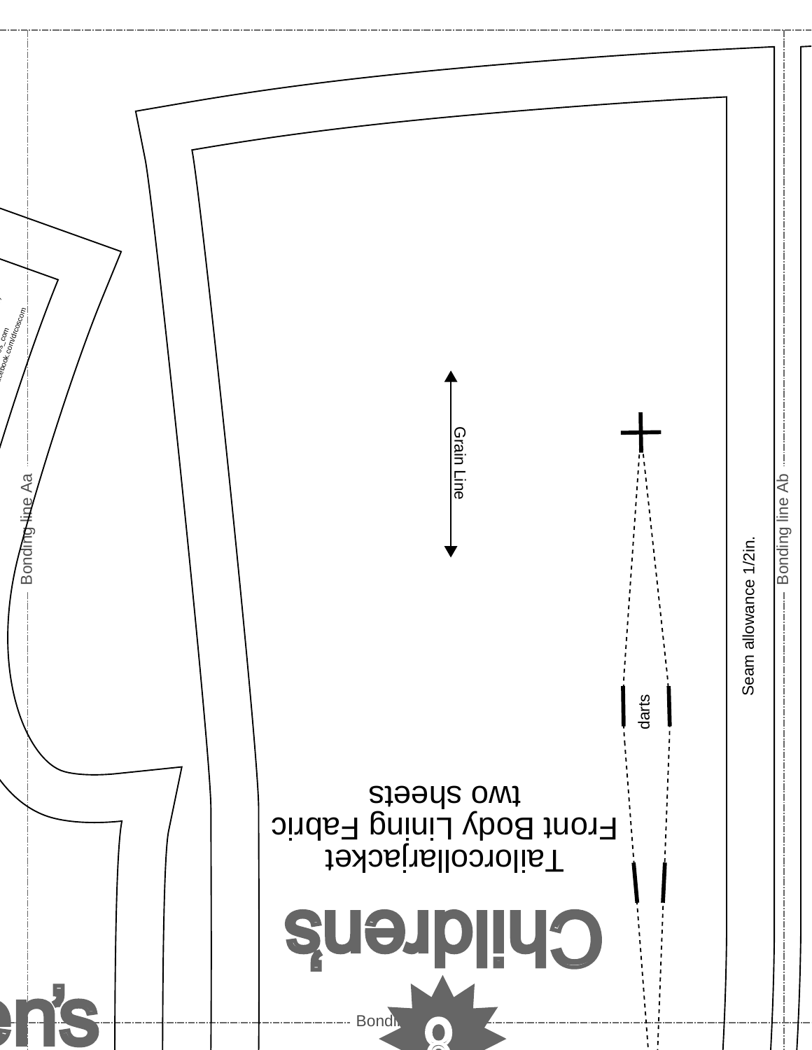Children's

Tailorcollarjacket
Front Body Lining Fabric
two sheets

Grain Line

darts

Seam allowance 1/2in.

Bonding line Aa

Bonding line Ab

Bonding line

facebook.com/drcoscom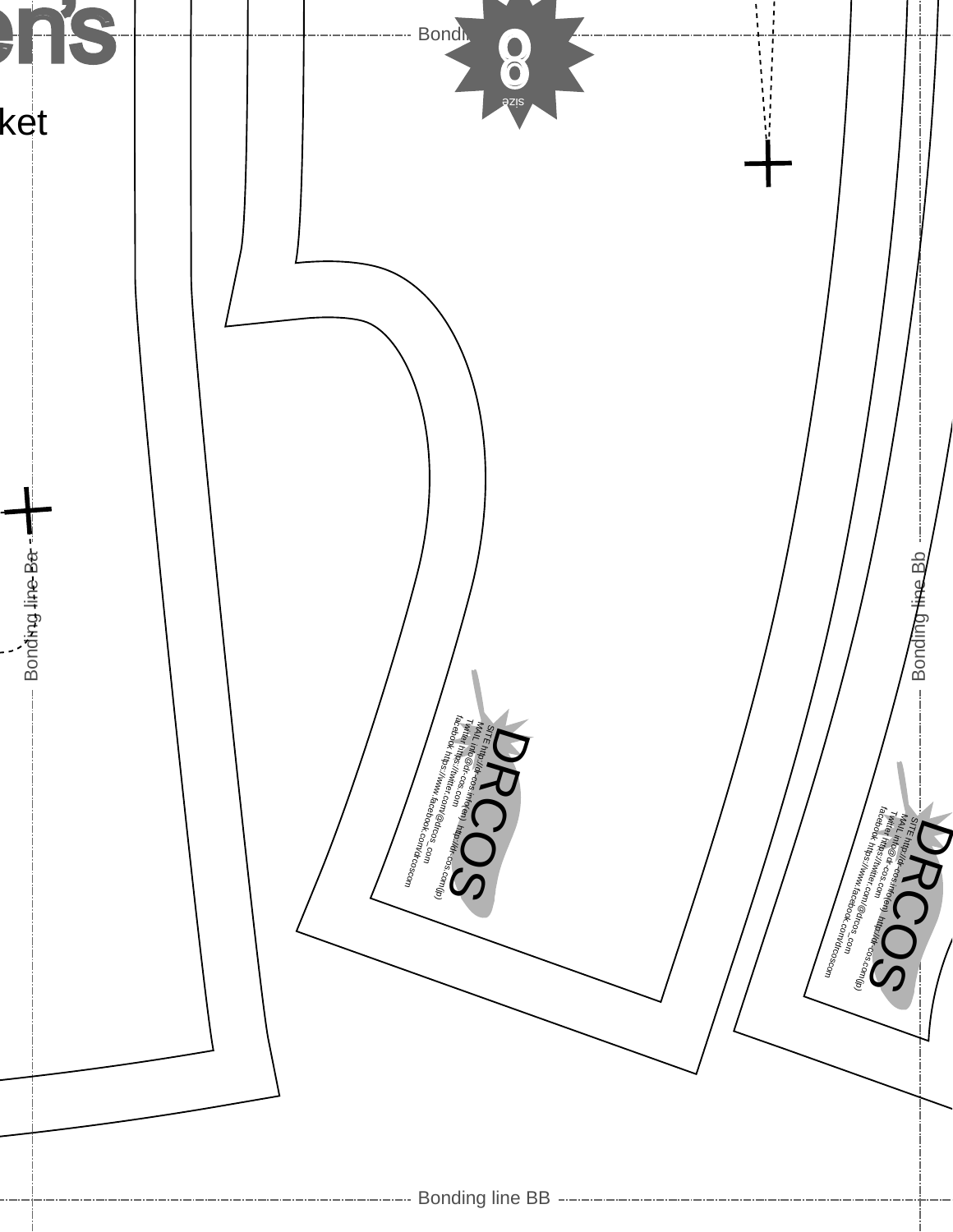en's

ket

Bonding line B

8

size

Bonding line Ba

Bonding line Bb

DRCOS

SITE http://dr-cos.info(en) http://dr-cos.com(jp)
MAIL info@dr-cos.info
Twitter https://twitter.com/@drcos_com
facebook https://www.facebook.com/drcoscom

DRCOS

SITE http://dr-cos.info(en) http://dr-cos.com(jp)
MAIL info@dr-cos.info
Twitter https://twitter.com/@drcos_com
facebook https://www.facebook.com/drcoscom

Bonding line BB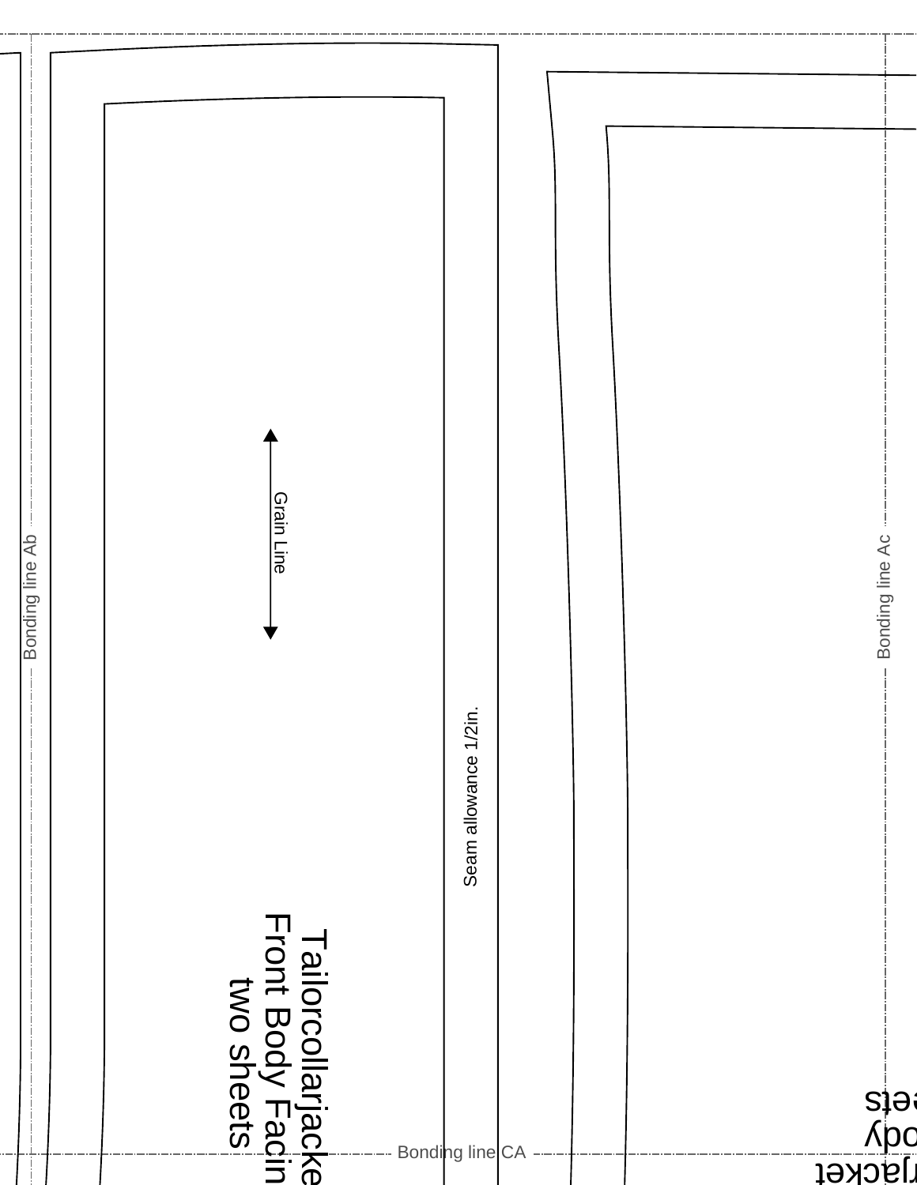Bonding line Ab

Grain Line

Seam allowance 1/2in.

Tailorcollarjacke
Front Body Facin
two sheets

Bonding line Ac

Bonding line CA

rjacket
ody
ets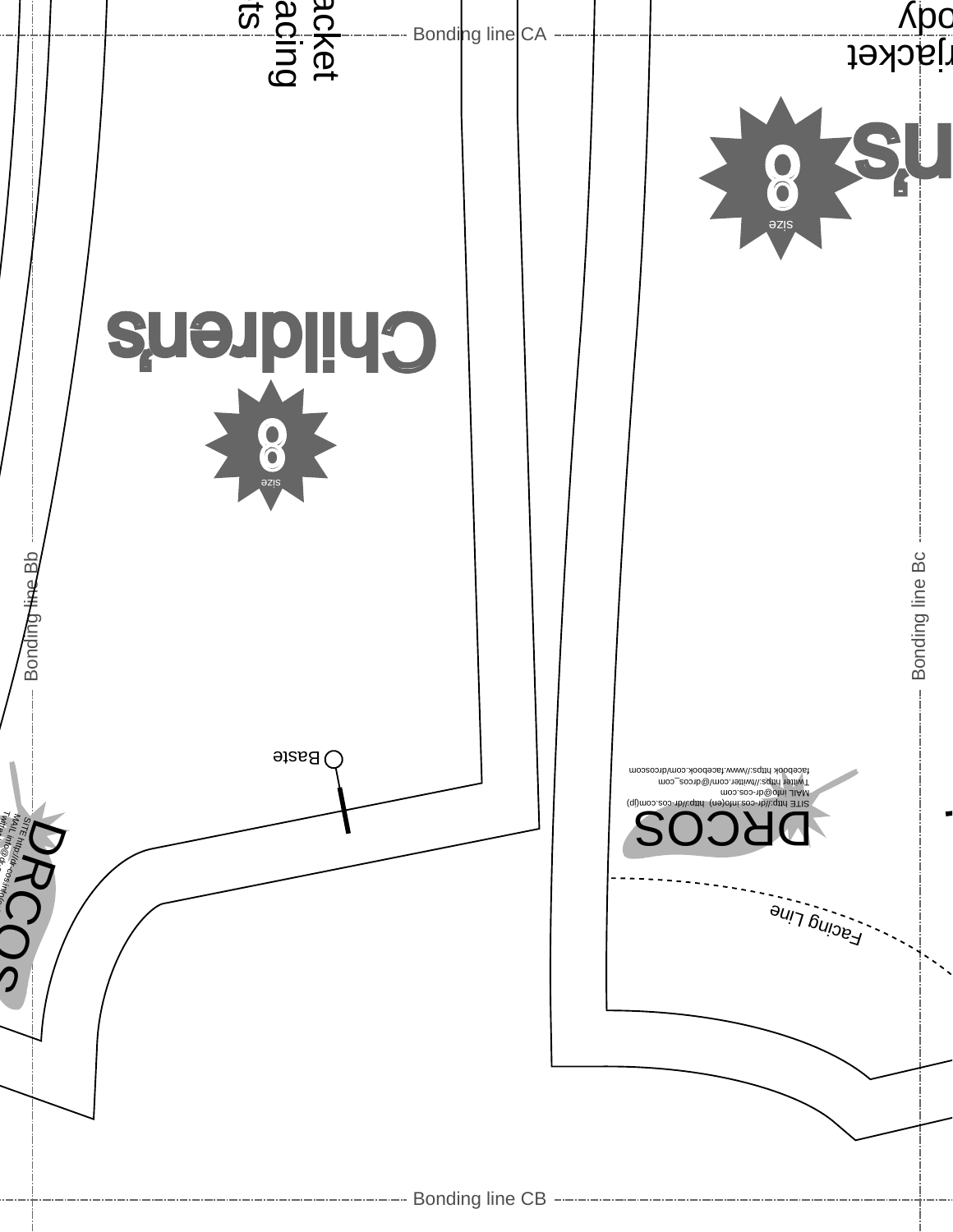Bonding line CA

acket
acing
ts

jacket
ody

n's

8
size

Children's

8
size

Bonding line Bb

Bonding line Bc

Baste

DRCOS
SITE http://dr-cos.info(en) http://dr-cos.com(jp)
MAIL info@dr-cos.com
Twitter https://twitter.com/@drcos_com
facebook https://www.facebook.com/drcoscom

Facing Line

DRCOS
SITE http://dr-cos.info
MAIL info@dr-
Twitte

Bonding line CB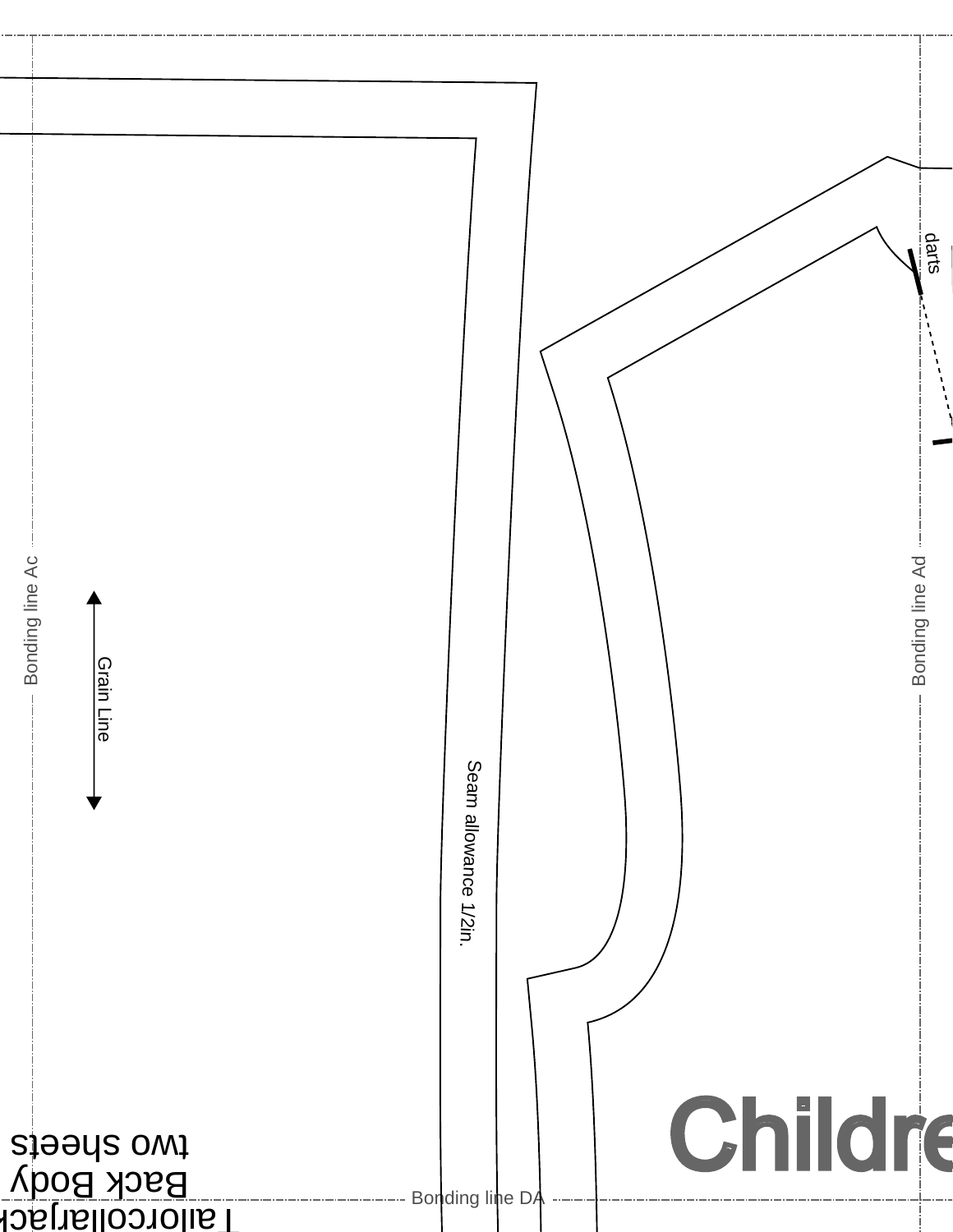darts

Bonding line Ac

Grain Line

Seam allowance 1/2in.

Bonding line Ad

Childre

Tailorcollarjack
Back Body
two sheets

Bonding line DA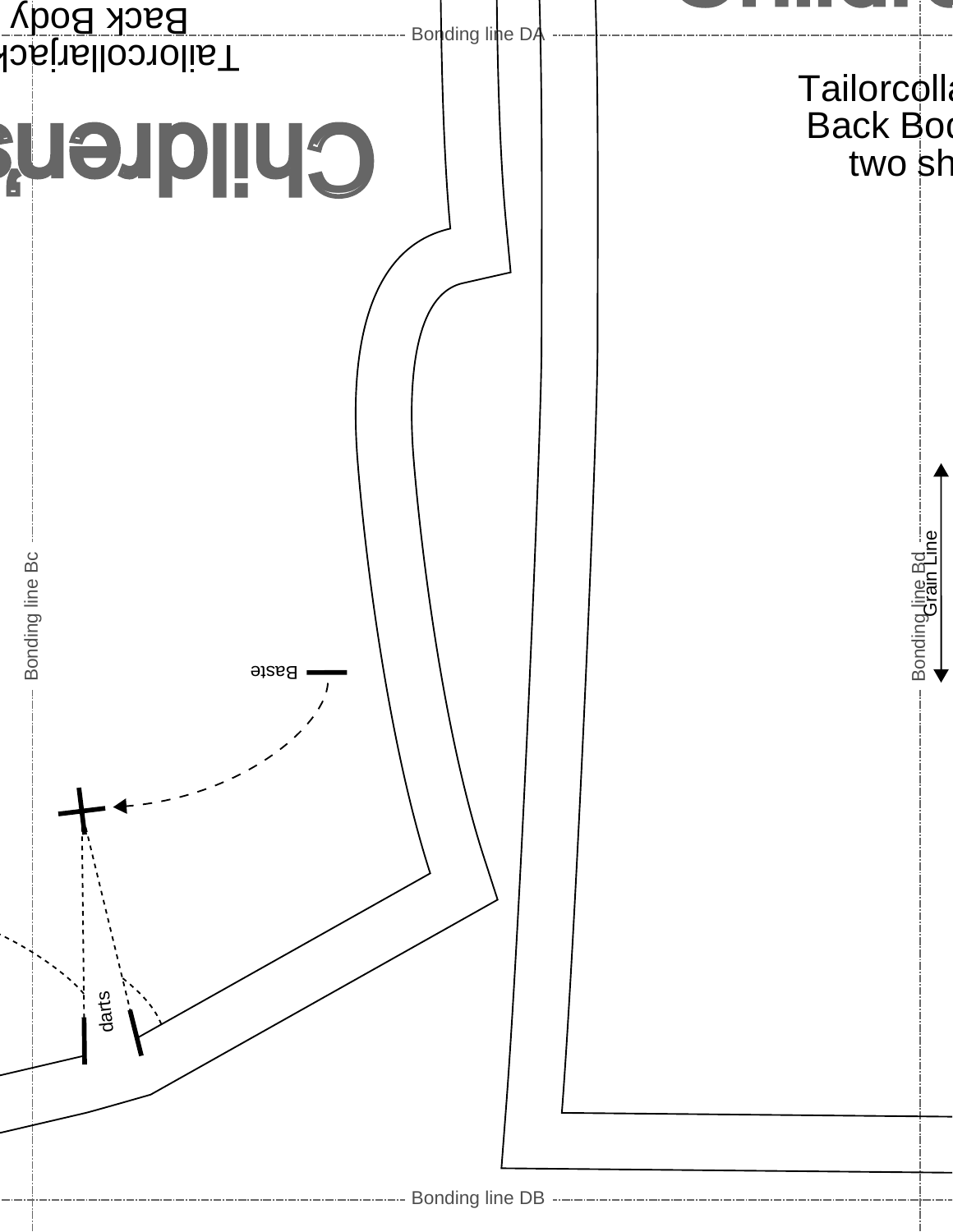Tailorcollarjack
Back Body

Children's

Bonding line DA

Tailorcolla
Back Boo
two sh

Bonding line Bc

Bonding line Bd

Grain Line

Baste

darts

Bonding line DB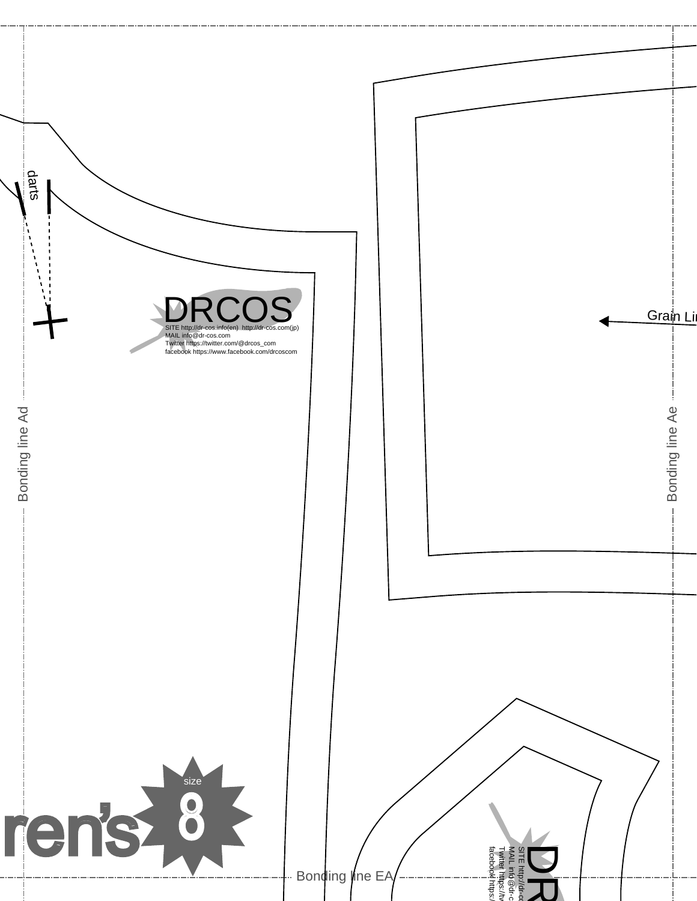darts

DRCOS

SITE http://dr-cos.info(en) http://dr-cos.com(jp)
MAIL info@dr-cos.com
Twitter https://twitter.com/@drcos_com
facebook https://www.facebook.com/drcoscom

Grain Lin

Bonding line Ad

Bonding line Ae

ren's

size

8

Bonding line EA

DR

SITE http://dr-co
MAIL info@dr-c
Twitter https://tw
facebook https:/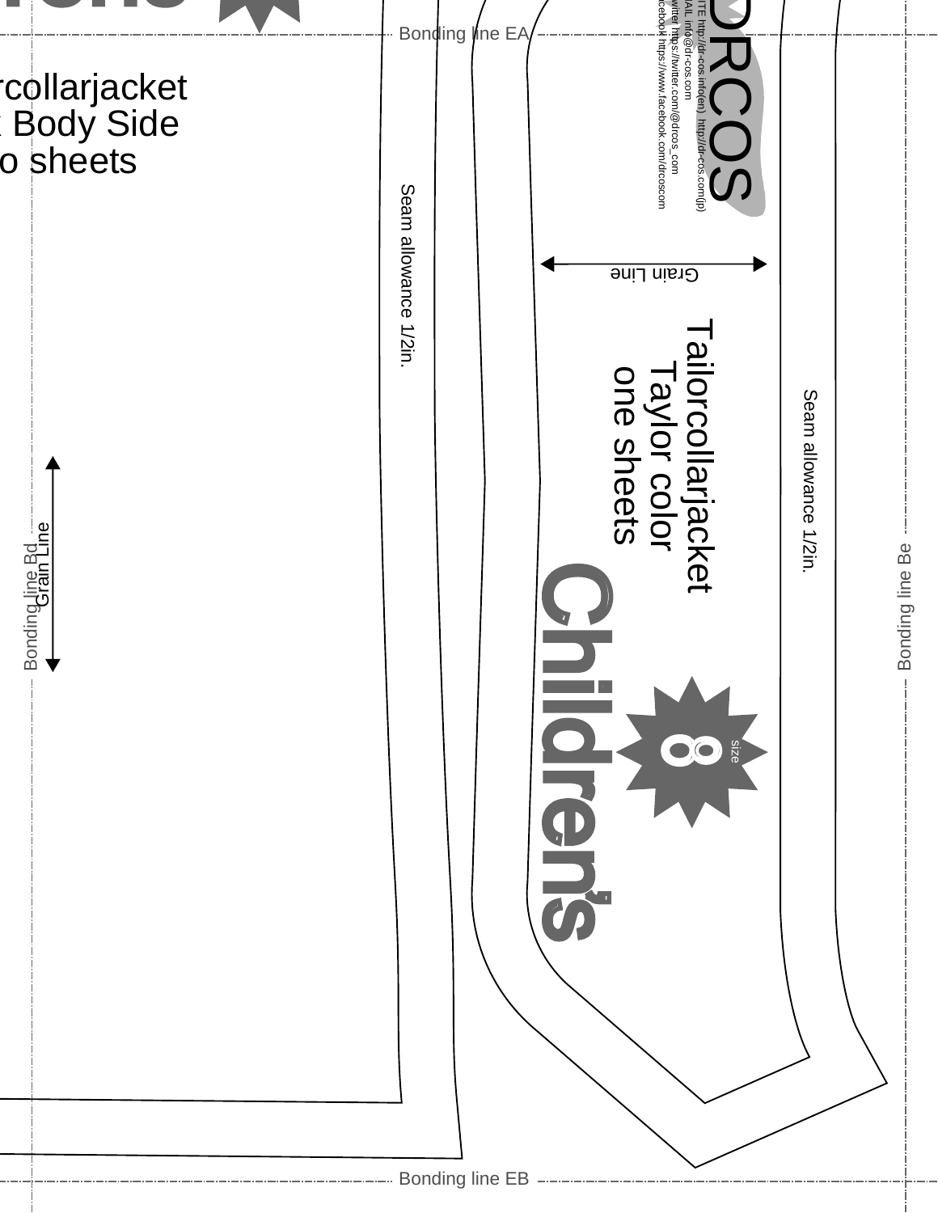rcollarjacket
Body Side
o sheets

Bonding line EA

DRCOS
ITE http://dr-cos.info(en) http://dr-cos.com(jp)
AIL info@dr-cos.com
witter https://twitter.com/@drcos_com
cebook https://www.facebook.com/drcoscom

Grain Line

Seam allowance 1/2in.

Tailorcollarjacket
Taylor color
one sheets

Seam allowance 1/2in.

Children's

size 8

Grain Line

Bonding line Bd

Bonding line Be

Bonding line EB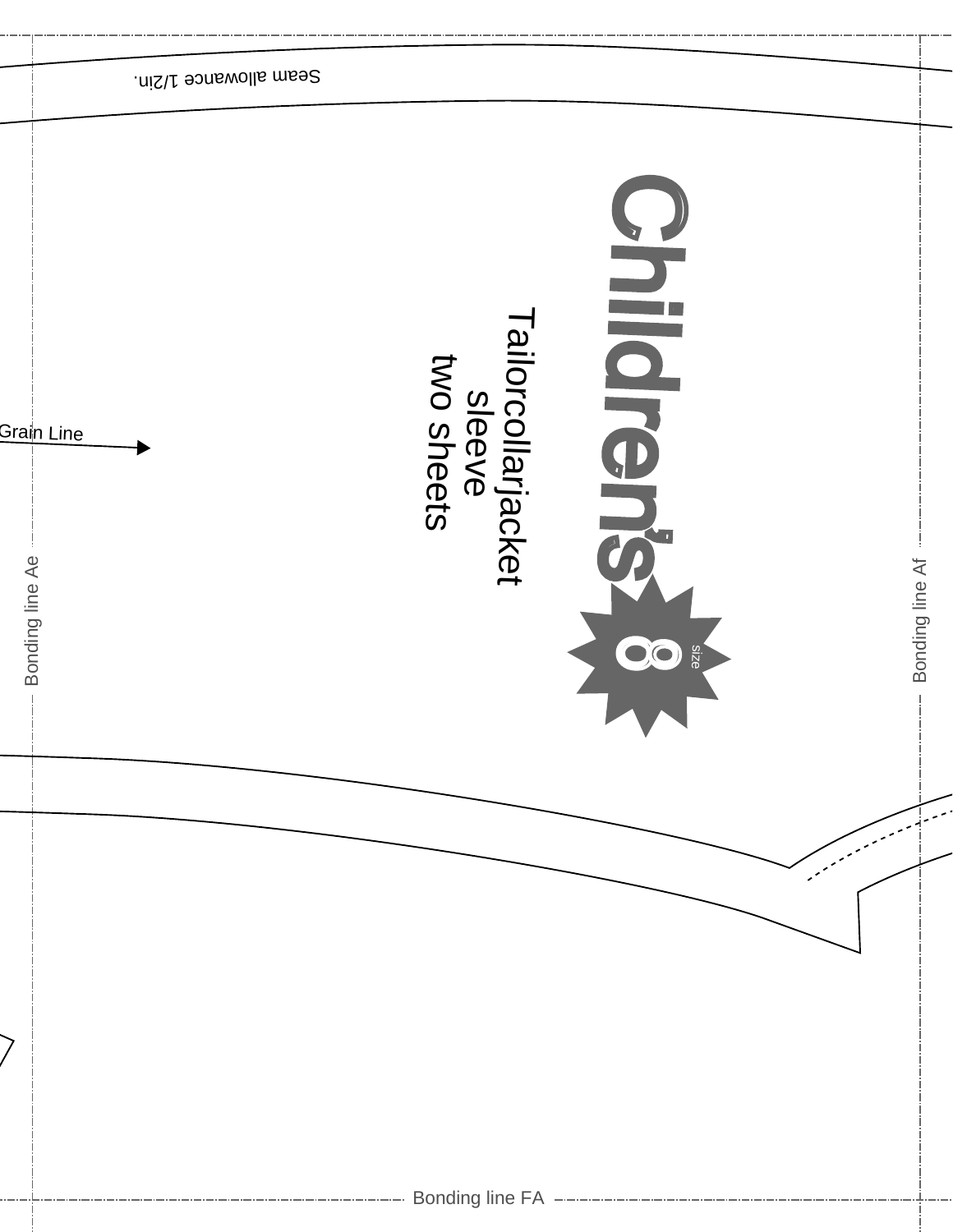Seam allowance 1/2in.

Childrens

Tailorcollarjacket
sleeve
two sheets

8
size

Grain Line

Bonding line Ae

Bonding line Af

Bonding line FA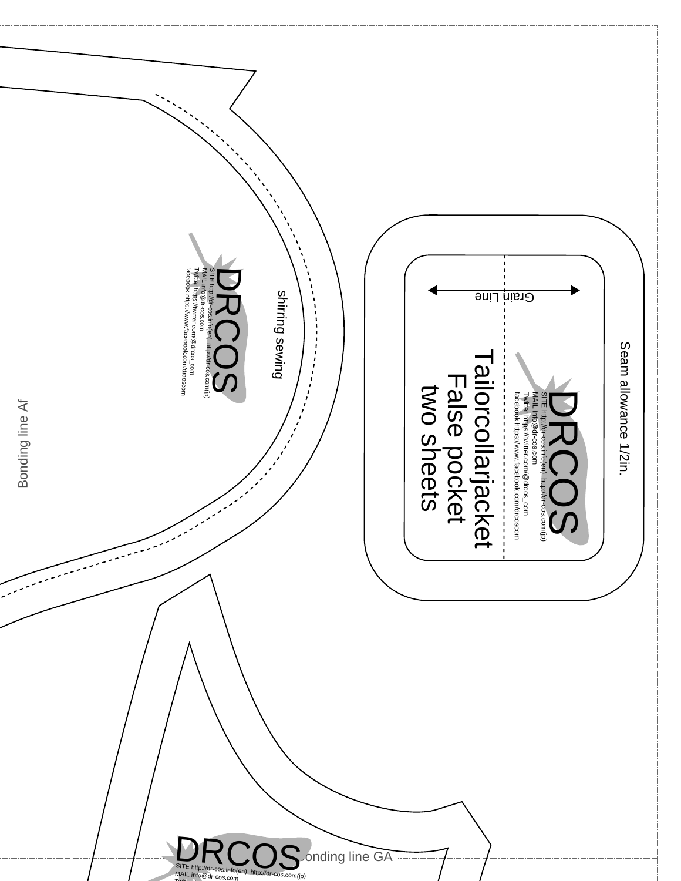Bonding line Af

shirring sewing

DRCOS

SITE http://dr-cos.info(en) http://dr-cos.com(jp)
MAIL info@dr-cos.com
Twitter https://twitter.com/@drcos_com
facebook https://www.facebook.com/drcoscom

Seam allowance 1/2in.

Grain Line

DRCOS

SITE http://dr-cos.info(en) http://dr-cos.com(jp)
MAIL info@dr-cos.com
Twitter https://twitter.com/@drcos_com
facebook https://www.facebook.com/drcoscom

Tailorcollarjacket
False pocket
two sheets

DRCOS

SITE http://dr-cos.info(en) http://dr-cos.com(jp)
MAIL info@dr-cos.com

Bonding line GA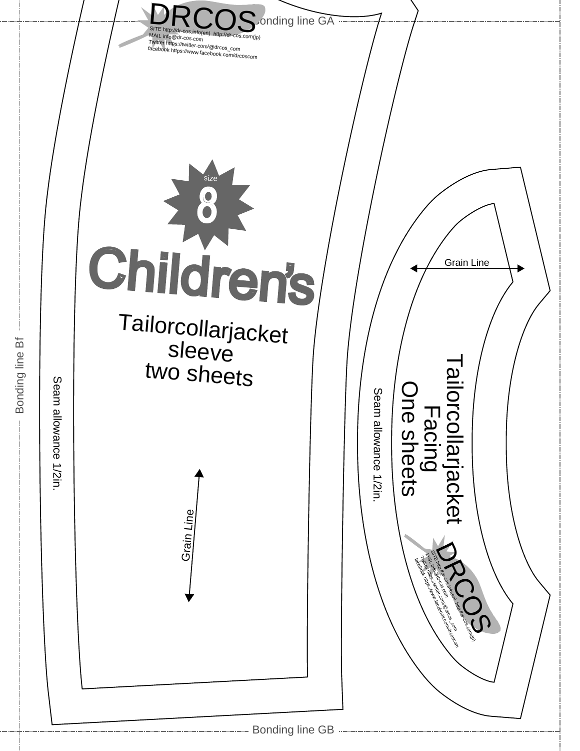DRCOS

SITE http://dr-cos.info(en) http://dr-cos.com(jp)
MAIL info@dr-cos.com
Twitter https://twitter.com/@drcos_com
facebook https://www.facebook.com/drcoscom

Bonding line GA

size

8

Children's

Tailorcollarjacket
sleeve
two sheets

Bonding line Bf

Seam allowance 1/2in.

Grain Line

Grain Line

Tailorcollarjacket
Facing
One sheets

Seam allowance 1/2in.

DRCOS

SITE http://dr-cos.info(en) http://dr-cos.com(jp)
MAIL info@dr-cos.com
Twitter https://twitter.com/@drcos_com
facebook https://www.facebook.com/drcoscom

Bonding line GB